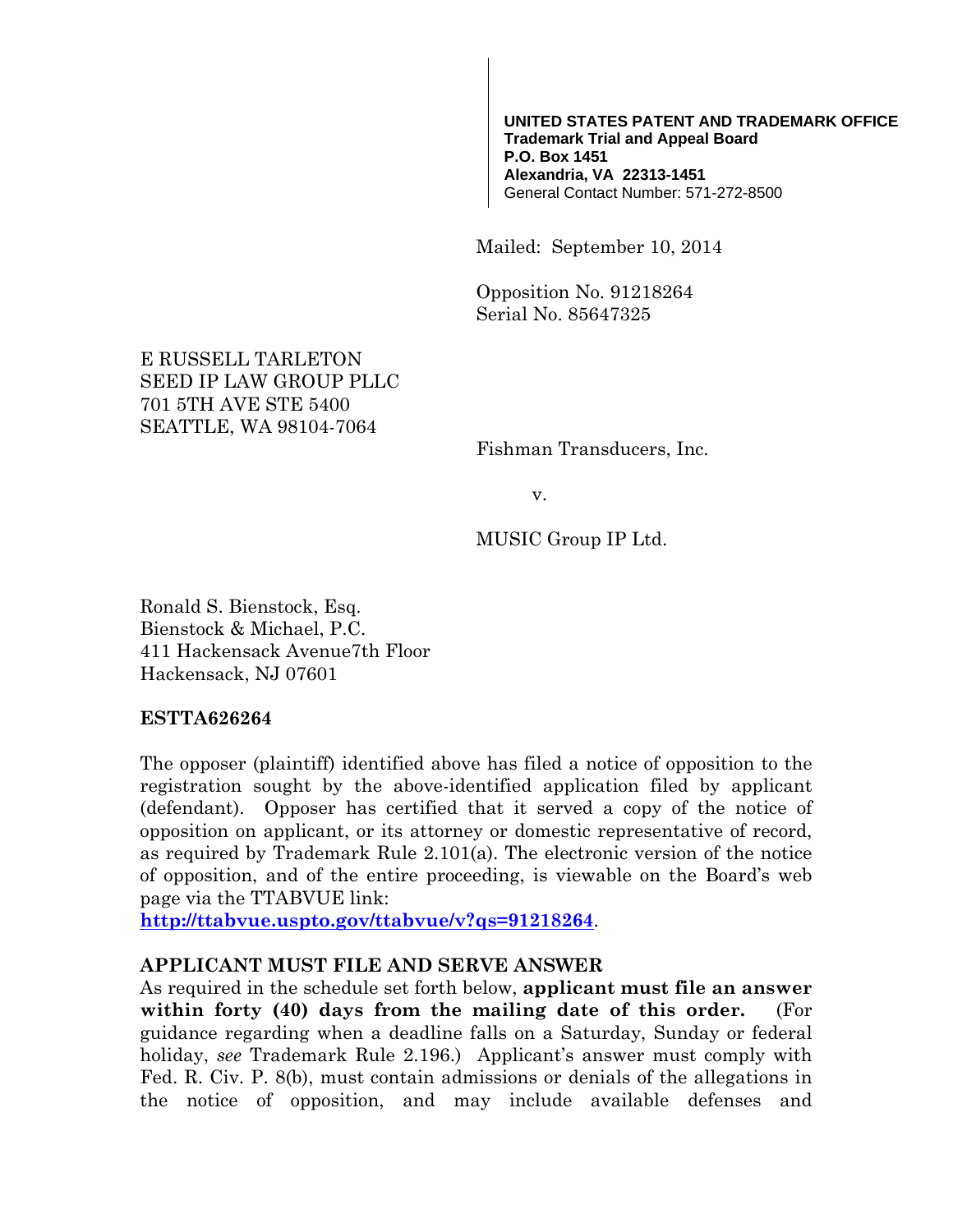**UNITED STATES PATENT AND TRADEMARK OFFICE**
**Trademark Trial and Appeal Board**
**P.O. Box 1451**
**Alexandria, VA 22313-1451**
General Contact Number: 571-272-8500

Mailed: September 10, 2014

Opposition No. 91218264
Serial No. 85647325

E RUSSELL TARLETON
SEED IP LAW GROUP PLLC
701 5TH AVE STE 5400
SEATTLE, WA 98104-7064

Fishman Transducers, Inc.

v.

MUSIC Group IP Ltd.

Ronald S. Bienstock, Esq.
Bienstock & Michael, P.C.
411 Hackensack Avenue7th Floor
Hackensack, NJ 07601

**ESTTA626264**

The opposer (plaintiff) identified above has filed a notice of opposition to the registration sought by the above-identified application filed by applicant (defendant). Opposer has certified that it served a copy of the notice of opposition on applicant, or its attorney or domestic representative of record, as required by Trademark Rule 2.101(a). The electronic version of the notice of opposition, and of the entire proceeding, is viewable on the Board's web page via the TTABVUE link:
**http://ttabvue.uspto.gov/ttabvue/v?qs=91218264**.

**APPLICANT MUST FILE AND SERVE ANSWER**

As required in the schedule set forth below, **applicant must file an answer within forty (40) days from the mailing date of this order.** (For guidance regarding when a deadline falls on a Saturday, Sunday or federal holiday, *see* Trademark Rule 2.196.) Applicant's answer must comply with Fed. R. Civ. P. 8(b), must contain admissions or denials of the allegations in the notice of opposition, and may include available defenses and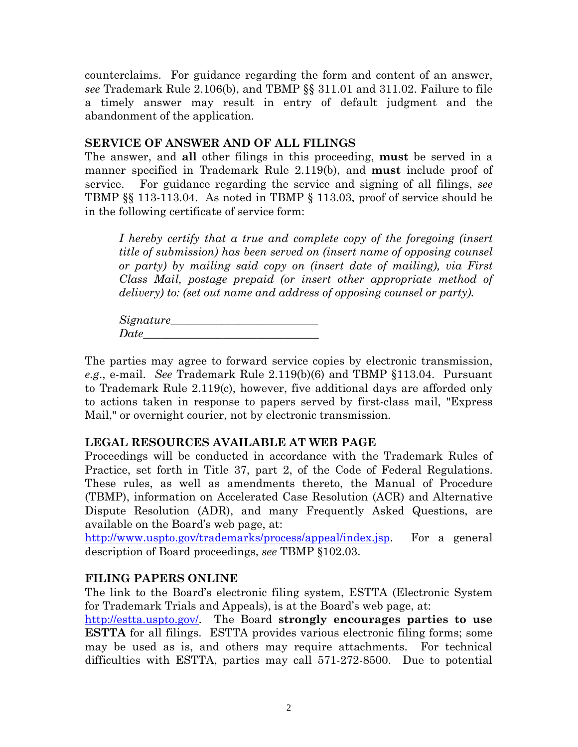counterclaims. For guidance regarding the form and content of an answer, *see* Trademark Rule 2.106(b), and TBMP §§ 311.01 and 311.02. Failure to file a timely answer may result in entry of default judgment and the abandonment of the application.

## SERVICE OF ANSWER AND OF ALL FILINGS

The answer, and **all** other filings in this proceeding, **must** be served in a manner specified in Trademark Rule 2.119(b), and **must** include proof of service. For guidance regarding the service and signing of all filings, *see* TBMP §§ 113-113.04. As noted in TBMP § 113.03, proof of service should be in the following certificate of service form:

> *I hereby certify that a true and complete copy of the foregoing (insert title of submission) has been served on (insert name of opposing counsel or party) by mailing said copy on (insert date of mailing), via First Class Mail, postage prepaid (or insert other appropriate method of delivery) to: (set out name and address of opposing counsel or party).*
>
> *Signature*\_\_\_\_\_\_\_\_\_\_\_\_\_\_\_\_\_\_\_\_\_\_\_\_\_\_
> *Date*\_\_\_\_\_\_\_\_\_\_\_\_\_\_\_\_\_\_\_\_\_\_\_\_\_\_\_\_\_\_\_

The parties may agree to forward service copies by electronic transmission, *e.g*., e-mail. *See* Trademark Rule 2.119(b)(6) and TBMP §113.04. Pursuant to Trademark Rule 2.119(c), however, five additional days are afforded only to actions taken in response to papers served by first-class mail, "Express Mail," or overnight courier, not by electronic transmission.

## LEGAL RESOURCES AVAILABLE AT WEB PAGE

Proceedings will be conducted in accordance with the Trademark Rules of Practice, set forth in Title 37, part 2, of the Code of Federal Regulations. These rules, as well as amendments thereto, the Manual of Procedure (TBMP), information on Accelerated Case Resolution (ACR) and Alternative Dispute Resolution (ADR), and many Frequently Asked Questions, are available on the Board's web page, at: http://www.uspto.gov/trademarks/process/appeal/index.jsp. For a general description of Board proceedings, *see* TBMP §102.03.

## FILING PAPERS ONLINE

The link to the Board's electronic filing system, ESTTA (Electronic System for Trademark Trials and Appeals), is at the Board's web page, at: http://estta.uspto.gov/. The Board **strongly encourages parties to use ESTTA** for all filings. ESTTA provides various electronic filing forms; some may be used as is, and others may require attachments. For technical difficulties with ESTTA, parties may call 571-272-8500. Due to potential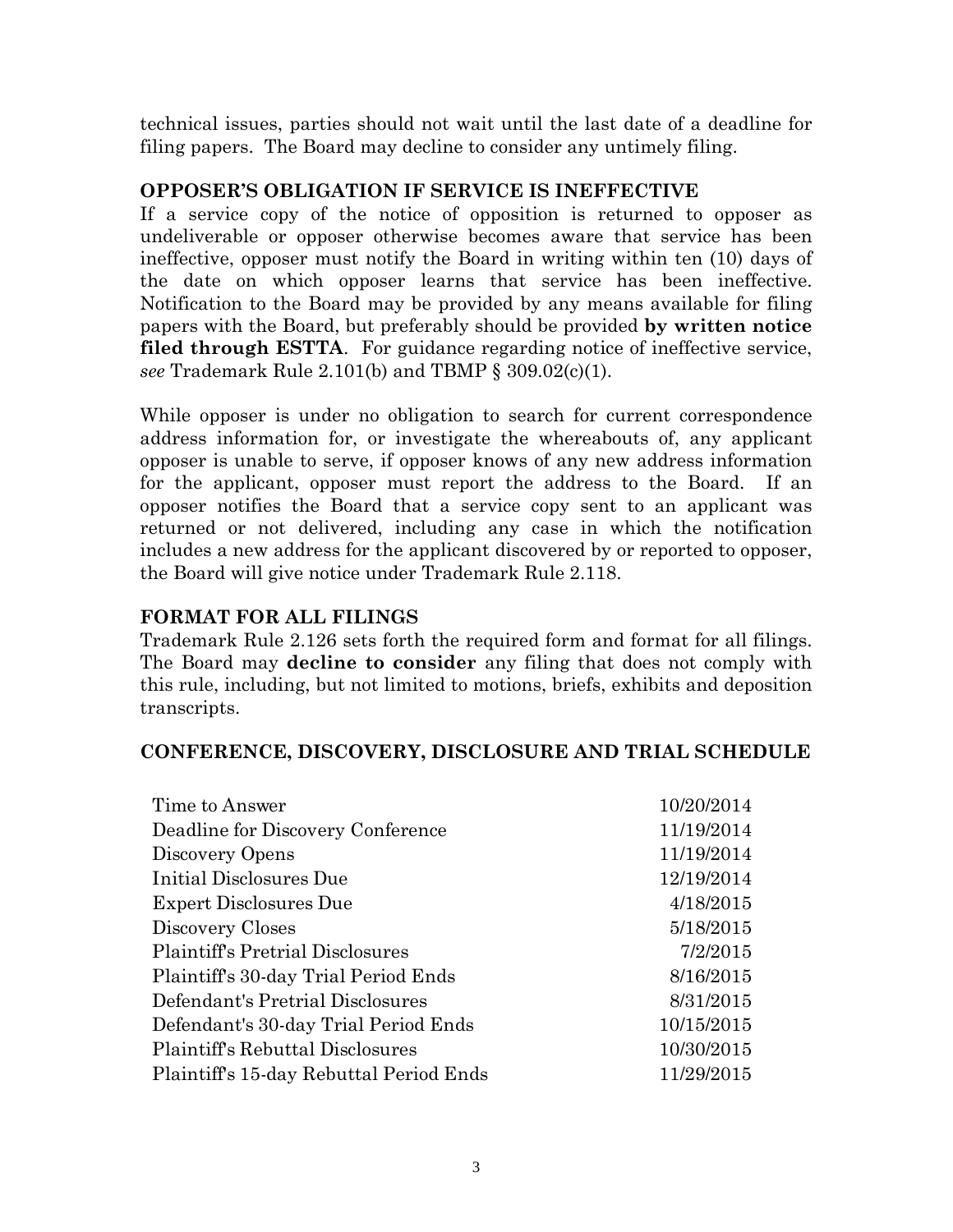technical issues, parties should not wait until the last date of a deadline for filing papers. The Board may decline to consider any untimely filing.

## OPPOSER'S OBLIGATION IF SERVICE IS INEFFECTIVE

If a service copy of the notice of opposition is returned to opposer as undeliverable or opposer otherwise becomes aware that service has been ineffective, opposer must notify the Board in writing within ten (10) days of the date on which opposer learns that service has been ineffective. Notification to the Board may be provided by any means available for filing papers with the Board, but preferably should be provided **by written notice filed through ESTTA**. For guidance regarding notice of ineffective service, *see* Trademark Rule 2.101(b) and TBMP § 309.02(c)(1).

While opposer is under no obligation to search for current correspondence address information for, or investigate the whereabouts of, any applicant opposer is unable to serve, if opposer knows of any new address information for the applicant, opposer must report the address to the Board. If an opposer notifies the Board that a service copy sent to an applicant was returned or not delivered, including any case in which the notification includes a new address for the applicant discovered by or reported to opposer, the Board will give notice under Trademark Rule 2.118.

## FORMAT FOR ALL FILINGS

Trademark Rule 2.126 sets forth the required form and format for all filings. The Board may **decline to consider** any filing that does not comply with this rule, including, but not limited to motions, briefs, exhibits and deposition transcripts.

## CONFERENCE, DISCOVERY, DISCLOSURE AND TRIAL SCHEDULE

| | |
|---|---|
| Time to Answer | 10/20/2014 |
| Deadline for Discovery Conference | 11/19/2014 |
| Discovery Opens | 11/19/2014 |
| Initial Disclosures Due | 12/19/2014 |
| Expert Disclosures Due | 4/18/2015 |
| Discovery Closes | 5/18/2015 |
| Plaintiff's Pretrial Disclosures | 7/2/2015 |
| Plaintiff's 30-day Trial Period Ends | 8/16/2015 |
| Defendant's Pretrial Disclosures | 8/31/2015 |
| Defendant's 30-day Trial Period Ends | 10/15/2015 |
| Plaintiff's Rebuttal Disclosures | 10/30/2015 |
| Plaintiff's 15-day Rebuttal Period Ends | 11/29/2015 |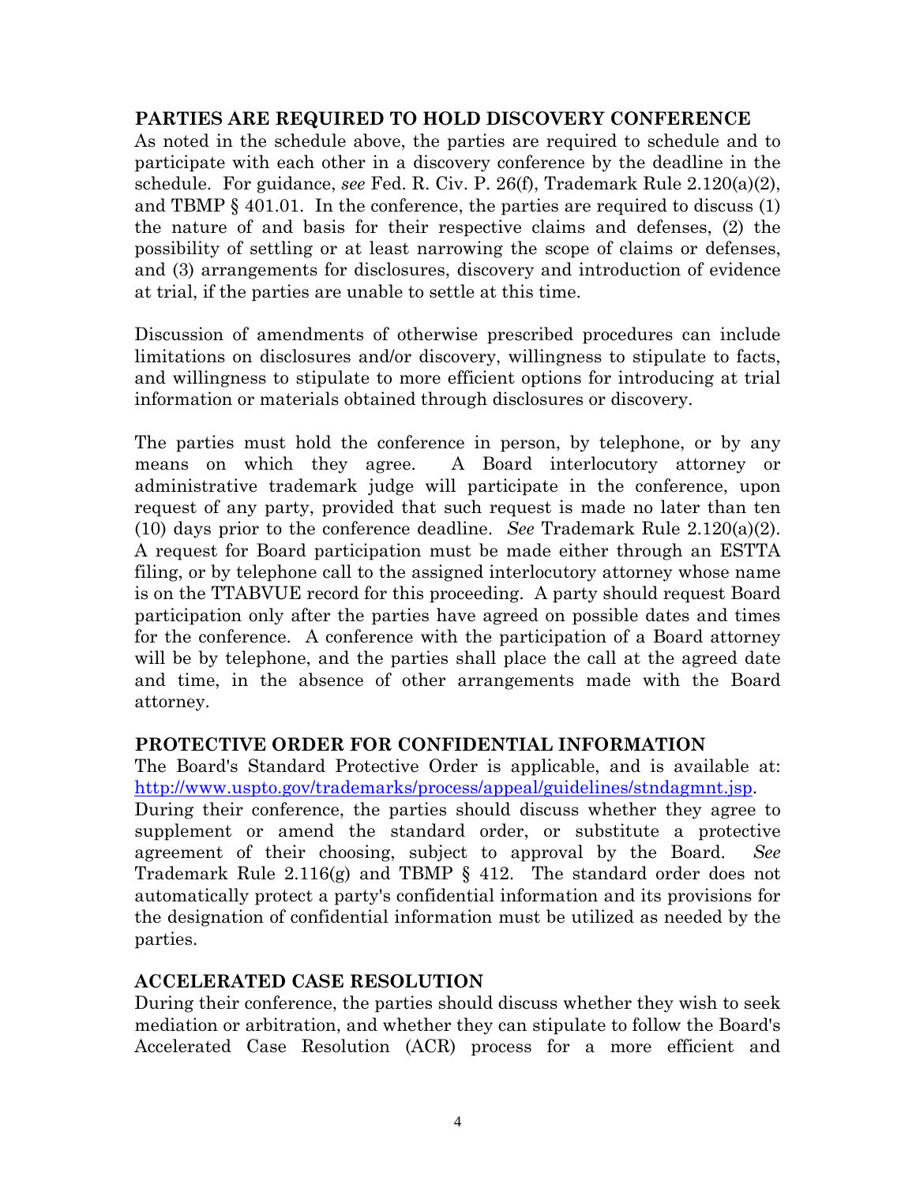## PARTIES ARE REQUIRED TO HOLD DISCOVERY CONFERENCE

As noted in the schedule above, the parties are required to schedule and to participate with each other in a discovery conference by the deadline in the schedule. For guidance, *see* Fed. R. Civ. P. 26(f), Trademark Rule 2.120(a)(2), and TBMP § 401.01. In the conference, the parties are required to discuss (1) the nature of and basis for their respective claims and defenses, (2) the possibility of settling or at least narrowing the scope of claims or defenses, and (3) arrangements for disclosures, discovery and introduction of evidence at trial, if the parties are unable to settle at this time.

Discussion of amendments of otherwise prescribed procedures can include limitations on disclosures and/or discovery, willingness to stipulate to facts, and willingness to stipulate to more efficient options for introducing at trial information or materials obtained through disclosures or discovery.

The parties must hold the conference in person, by telephone, or by any means on which they agree. A Board interlocutory attorney or administrative trademark judge will participate in the conference, upon request of any party, provided that such request is made no later than ten (10) days prior to the conference deadline. *See* Trademark Rule 2.120(a)(2). A request for Board participation must be made either through an ESTTA filing, or by telephone call to the assigned interlocutory attorney whose name is on the TTABVUE record for this proceeding. A party should request Board participation only after the parties have agreed on possible dates and times for the conference. A conference with the participation of a Board attorney will be by telephone, and the parties shall place the call at the agreed date and time, in the absence of other arrangements made with the Board attorney.

## PROTECTIVE ORDER FOR CONFIDENTIAL INFORMATION

The Board's Standard Protective Order is applicable, and is available at: [http://www.uspto.gov/trademarks/process/appeal/guidelines/stndagmnt.jsp](http://www.uspto.gov/trademarks/process/appeal/guidelines/stndagmnt.jsp). During their conference, the parties should discuss whether they agree to supplement or amend the standard order, or substitute a protective agreement of their choosing, subject to approval by the Board. *See* Trademark Rule 2.116(g) and TBMP § 412. The standard order does not automatically protect a party's confidential information and its provisions for the designation of confidential information must be utilized as needed by the parties.

## ACCELERATED CASE RESOLUTION

During their conference, the parties should discuss whether they wish to seek mediation or arbitration, and whether they can stipulate to follow the Board's Accelerated Case Resolution (ACR) process for a more efficient and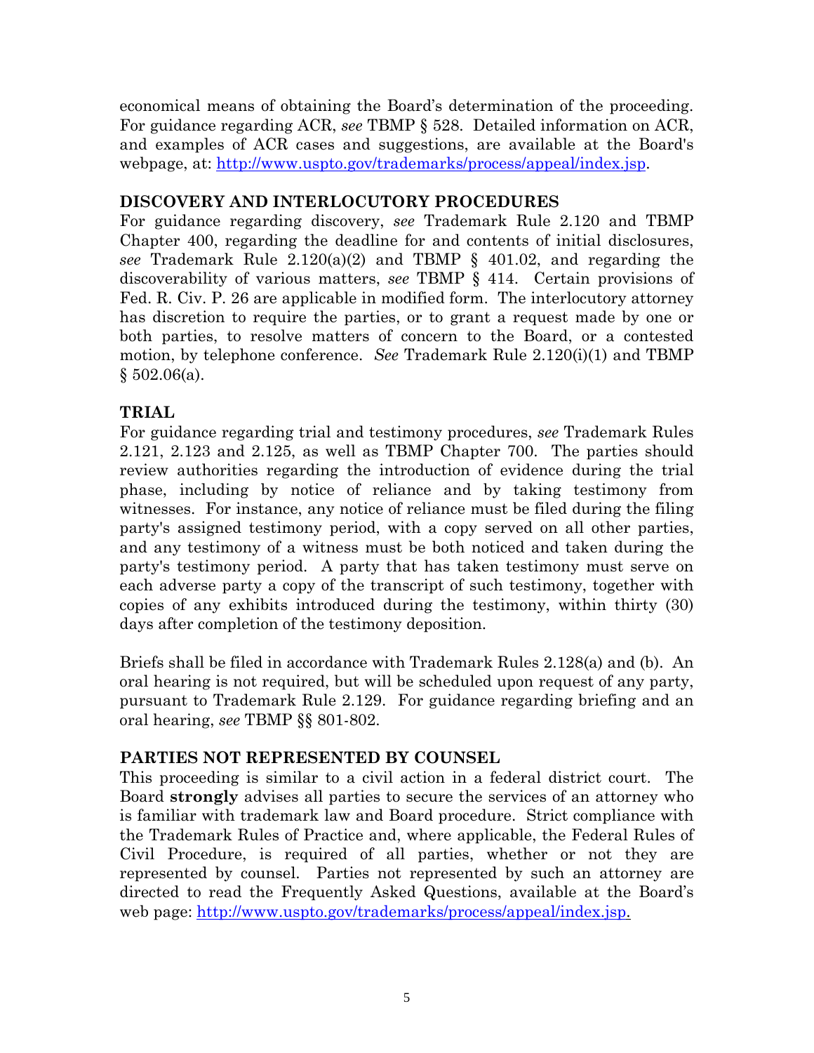economical means of obtaining the Board's determination of the proceeding. For guidance regarding ACR, *see* TBMP § 528. Detailed information on ACR, and examples of ACR cases and suggestions, are available at the Board's webpage, at: http://www.uspto.gov/trademarks/process/appeal/index.jsp.

## DISCOVERY AND INTERLOCUTORY PROCEDURES

For guidance regarding discovery, *see* Trademark Rule 2.120 and TBMP Chapter 400, regarding the deadline for and contents of initial disclosures, *see* Trademark Rule 2.120(a)(2) and TBMP § 401.02, and regarding the discoverability of various matters, *see* TBMP § 414. Certain provisions of Fed. R. Civ. P. 26 are applicable in modified form. The interlocutory attorney has discretion to require the parties, or to grant a request made by one or both parties, to resolve matters of concern to the Board, or a contested motion, by telephone conference. *See* Trademark Rule 2.120(i)(1) and TBMP § 502.06(a).

## TRIAL

For guidance regarding trial and testimony procedures, *see* Trademark Rules 2.121, 2.123 and 2.125, as well as TBMP Chapter 700. The parties should review authorities regarding the introduction of evidence during the trial phase, including by notice of reliance and by taking testimony from witnesses. For instance, any notice of reliance must be filed during the filing party's assigned testimony period, with a copy served on all other parties, and any testimony of a witness must be both noticed and taken during the party's testimony period. A party that has taken testimony must serve on each adverse party a copy of the transcript of such testimony, together with copies of any exhibits introduced during the testimony, within thirty (30) days after completion of the testimony deposition.

Briefs shall be filed in accordance with Trademark Rules 2.128(a) and (b). An oral hearing is not required, but will be scheduled upon request of any party, pursuant to Trademark Rule 2.129. For guidance regarding briefing and an oral hearing, *see* TBMP §§ 801-802.

## PARTIES NOT REPRESENTED BY COUNSEL

This proceeding is similar to a civil action in a federal district court. The Board **strongly** advises all parties to secure the services of an attorney who is familiar with trademark law and Board procedure. Strict compliance with the Trademark Rules of Practice and, where applicable, the Federal Rules of Civil Procedure, is required of all parties, whether or not they are represented by counsel. Parties not represented by such an attorney are directed to read the Frequently Asked Questions, available at the Board's web page: http://www.uspto.gov/trademarks/process/appeal/index.jsp.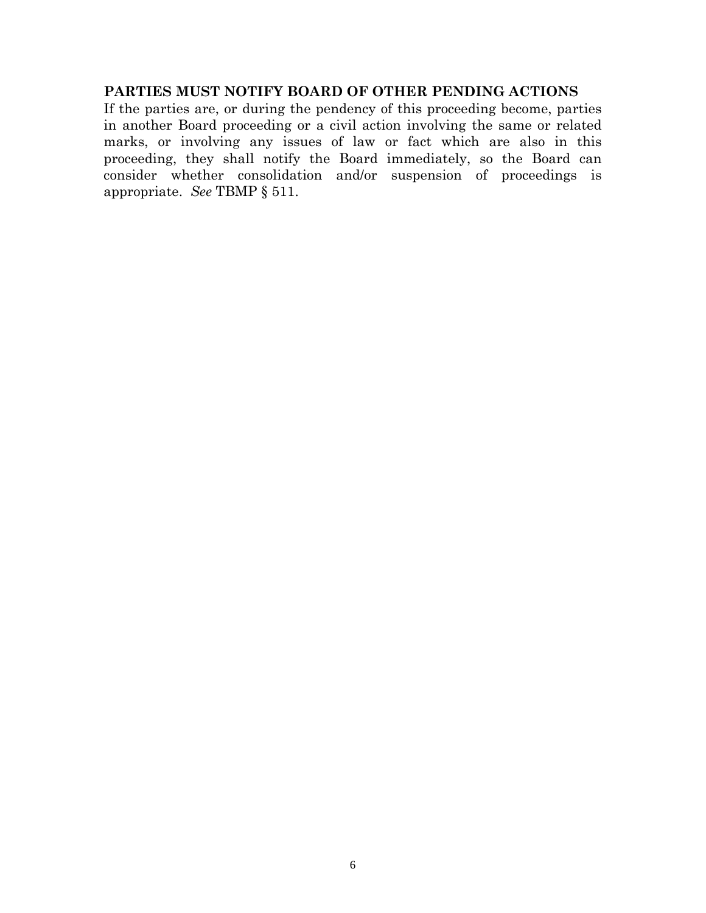**PARTIES MUST NOTIFY BOARD OF OTHER PENDING ACTIONS**

If the parties are, or during the pendency of this proceeding become, parties in another Board proceeding or a civil action involving the same or related marks, or involving any issues of law or fact which are also in this proceeding, they shall notify the Board immediately, so the Board can consider whether consolidation and/or suspension of proceedings is appropriate. *See* TBMP § 511.